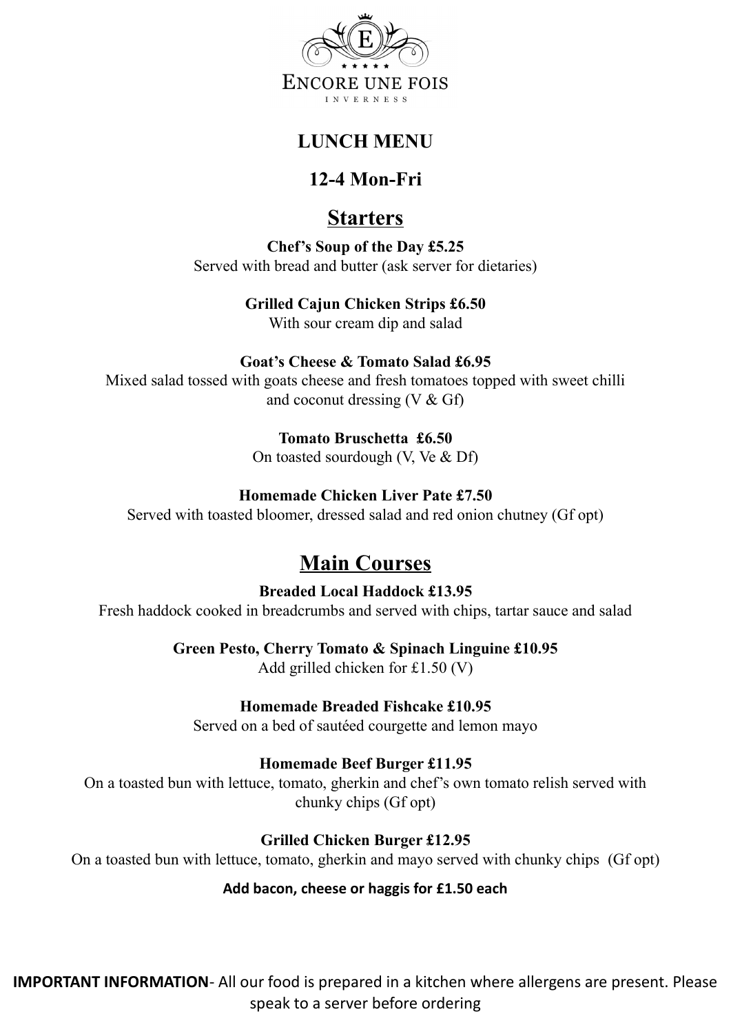ENCORE UNE FOIS

INVERNESS

# LUNCH MENU

## 12-4 Mon-Fri

## Starters

**Chef's Soup of the Day £5.25**
Served with bread and butter (ask server for dietaries)

**Grilled Cajun Chicken Strips £6.50**
With sour cream dip and salad

**Goat's Cheese & Tomato Salad £6.95**
Mixed salad tossed with goats cheese and fresh tomatoes topped with sweet chilli and coconut dressing (V & Gf)

**Tomato Bruschetta £6.50**
On toasted sourdough (V, Ve & Df)

**Homemade Chicken Liver Pate £7.50**
Served with toasted bloomer, dressed salad and red onion chutney (Gf opt)

## Main Courses

**Breaded Local Haddock £13.95**
Fresh haddock cooked in breadcrumbs and served with chips, tartar sauce and salad

**Green Pesto, Cherry Tomato & Spinach Linguine £10.95**
Add grilled chicken for £1.50 (V)

**Homemade Breaded Fishcake £10.95**
Served on a bed of sautéed courgette and lemon mayo

**Homemade Beef Burger £11.95**
On a toasted bun with lettuce, tomato, gherkin and chef's own tomato relish served with chunky chips (Gf opt)

**Grilled Chicken Burger £12.95**
On a toasted bun with lettuce, tomato, gherkin and mayo served with chunky chips (Gf opt)

**Add bacon, cheese or haggis for £1.50 each**

**IMPORTANT INFORMATION**- All our food is prepared in a kitchen where allergens are present. Please speak to a server before ordering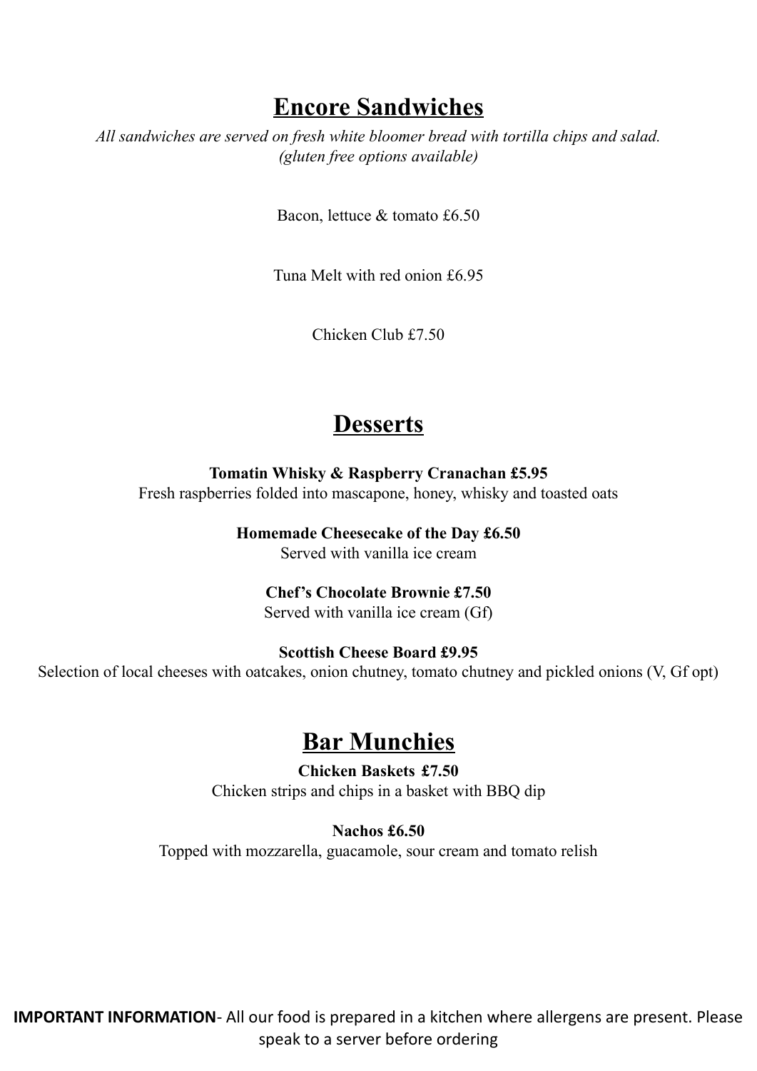## Encore Sandwiches

*All sandwiches are served on fresh white bloomer bread with tortilla chips and salad.*
*(gluten free options available)*

Bacon, lettuce & tomato £6.50

Tuna Melt with red onion £6.95

Chicken Club £7.50

## Desserts

**Tomatin Whisky & Raspberry Cranachan £5.95**
Fresh raspberries folded into mascapone, honey, whisky and toasted oats

**Homemade Cheesecake of the Day £6.50**
Served with vanilla ice cream

**Chef's Chocolate Brownie £7.50**
Served with vanilla ice cream (Gf)

**Scottish Cheese Board £9.95**
Selection of local cheeses with oatcakes, onion chutney, tomato chutney and pickled onions (V, Gf opt)

## Bar Munchies

**Chicken Baskets £7.50**
Chicken strips and chips in a basket with BBQ dip

**Nachos £6.50**
Topped with mozzarella, guacamole, sour cream and tomato relish

**IMPORTANT INFORMATION**- All our food is prepared in a kitchen where allergens are present. Please speak to a server before ordering